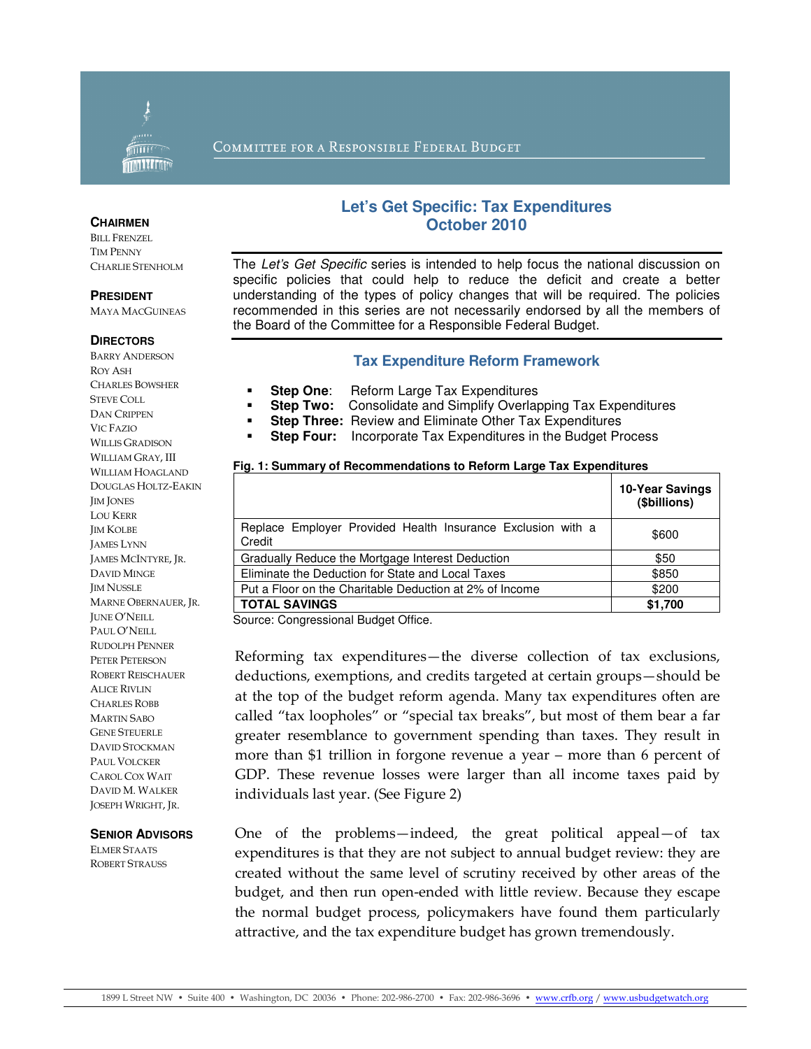Committee for a Responsible Federal Budget

**CHAIRMEN**
Bill Frenzel
Tim Penny
Charlie Stenholm

**PRESIDENT**
Maya MacGuineas

**DIRECTORS**
Barry Anderson
Roy Ash
Charles Bowsher
Steve Coll
Dan Crippen
Vic Fazio
Willis Gradison
William Gray, III
William Hoagland
Douglas Holtz-Eakin
Jim Jones
Lou Kerr
Jim Kolbe
James Lynn
James McIntyre, Jr.
David Minge
Jim Nussle
Marne Obernauer, Jr.
June O'Neill
Paul O'Neill
Rudolph Penner
Peter Peterson
Robert Reischauer
Alice Rivlin
Charles Robb
Martin Sabo
Gene Steuerle
David Stockman
Paul Volcker
Carol Cox Wait
David M. Walker
Joseph Wright, Jr.

**SENIOR ADVISORS**
Elmer Staats
Robert Strauss

# Let's Get Specific: Tax Expenditures
## October 2010

The *Let's Get Specific* series is intended to help focus the national discussion on specific policies that could help to reduce the deficit and create a better understanding of the types of policy changes that will be required. The policies recommended in this series are not necessarily endorsed by all the members of the Board of the Committee for a Responsible Federal Budget.

### Tax Expenditure Reform Framework

- **Step One**: Reform Large Tax Expenditures
- **Step Two:** Consolidate and Simplify Overlapping Tax Expenditures
- **Step Three:** Review and Eliminate Other Tax Expenditures
- **Step Four:** Incorporate Tax Expenditures in the Budget Process

**Fig. 1: Summary of Recommendations to Reform Large Tax Expenditures**

| | 10-Year Savings ($billions) |
|---|---|
| Replace Employer Provided Health Insurance Exclusion with a Credit | $600 |
| Gradually Reduce the Mortgage Interest Deduction | $50 |
| Eliminate the Deduction for State and Local Taxes | $850 |
| Put a Floor on the Charitable Deduction at 2% of Income | $200 |
| **TOTAL SAVINGS** | **$1,700** |

Source: Congressional Budget Office.

Reforming tax expenditures—the diverse collection of tax exclusions, deductions, exemptions, and credits targeted at certain groups—should be at the top of the budget reform agenda. Many tax expenditures often are called "tax loopholes" or "special tax breaks", but most of them bear a far greater resemblance to government spending than taxes. They result in more than $1 trillion in forgone revenue a year – more than 6 percent of GDP. These revenue losses were larger than all income taxes paid by individuals last year. (See Figure 2)

One of the problems—indeed, the great political appeal—of tax expenditures is that they are not subject to annual budget review: they are created without the same level of scrutiny received by other areas of the budget, and then run open-ended with little review. Because they escape the normal budget process, policymakers have found them particularly attractive, and the tax expenditure budget has grown tremendously.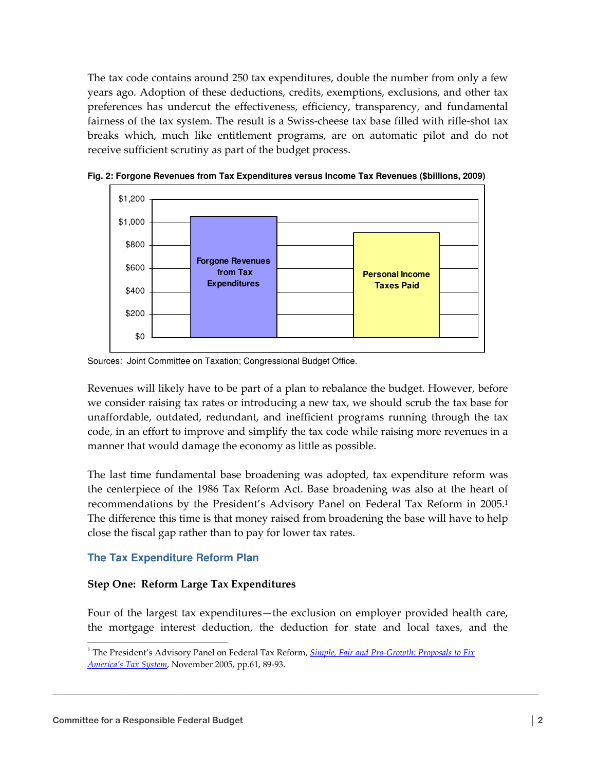The tax code contains around 250 tax expenditures, double the number from only a few years ago. Adoption of these deductions, credits, exemptions, exclusions, and other tax preferences has undercut the effectiveness, efficiency, transparency, and fundamental fairness of the tax system. The result is a Swiss-cheese tax base filled with rifle-shot tax breaks which, much like entitlement programs, are on automatic pilot and do not receive sufficient scrutiny as part of the budget process.

**Fig. 2: Forgone Revenues from Tax Expenditures versus Income Tax Revenues ($billions, 2009)**

Sources: Joint Committee on Taxation; Congressional Budget Office.

Revenues will likely have to be part of a plan to rebalance the budget. However, before we consider raising tax rates or introducing a new tax, we should scrub the tax base for unaffordable, outdated, redundant, and inefficient programs running through the tax code, in an effort to improve and simplify the tax code while raising more revenues in a manner that would damage the economy as little as possible.

The last time fundamental base broadening was adopted, tax expenditure reform was the centerpiece of the 1986 Tax Reform Act. Base broadening was also at the heart of recommendations by the President's Advisory Panel on Federal Tax Reform in 2005.[1] The difference this time is that money raised from broadening the base will have to help close the fiscal gap rather than to pay for lower tax rates.

## The Tax Expenditure Reform Plan

### Step One: Reform Large Tax Expenditures

Four of the largest tax expenditures—the exclusion on employer provided health care, the mortgage interest deduction, the deduction for state and local taxes, and the

[1] The President's Advisory Panel on Federal Tax Reform, *Simple, Fair and Pro-Growth: Proposals to Fix America's Tax System*, November 2005, pp.61, 89-93.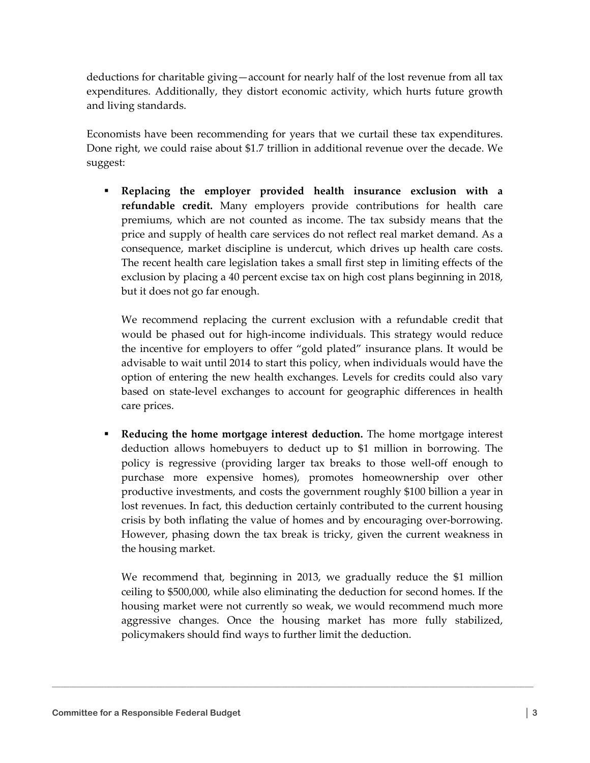deductions for charitable giving—account for nearly half of the lost revenue from all tax expenditures. Additionally, they distort economic activity, which hurts future growth and living standards.

Economists have been recommending for years that we curtail these tax expenditures. Done right, we could raise about $1.7 trillion in additional revenue over the decade. We suggest:

- **Replacing the employer provided health insurance exclusion with a refundable credit.** Many employers provide contributions for health care premiums, which are not counted as income. The tax subsidy means that the price and supply of health care services do not reflect real market demand. As a consequence, market discipline is undercut, which drives up health care costs. The recent health care legislation takes a small first step in limiting effects of the exclusion by placing a 40 percent excise tax on high cost plans beginning in 2018, but it does not go far enough.

  We recommend replacing the current exclusion with a refundable credit that would be phased out for high-income individuals. This strategy would reduce the incentive for employers to offer "gold plated" insurance plans. It would be advisable to wait until 2014 to start this policy, when individuals would have the option of entering the new health exchanges. Levels for credits could also vary based on state-level exchanges to account for geographic differences in health care prices.

- **Reducing the home mortgage interest deduction.** The home mortgage interest deduction allows homebuyers to deduct up to $1 million in borrowing. The policy is regressive (providing larger tax breaks to those well-off enough to purchase more expensive homes), promotes homeownership over other productive investments, and costs the government roughly $100 billion a year in lost revenues. In fact, this deduction certainly contributed to the current housing crisis by both inflating the value of homes and by encouraging over-borrowing. However, phasing down the tax break is tricky, given the current weakness in the housing market.

  We recommend that, beginning in 2013, we gradually reduce the $1 million ceiling to $500,000, while also eliminating the deduction for second homes. If the housing market were not currently so weak, we would recommend much more aggressive changes. Once the housing market has more fully stabilized, policymakers should find ways to further limit the deduction.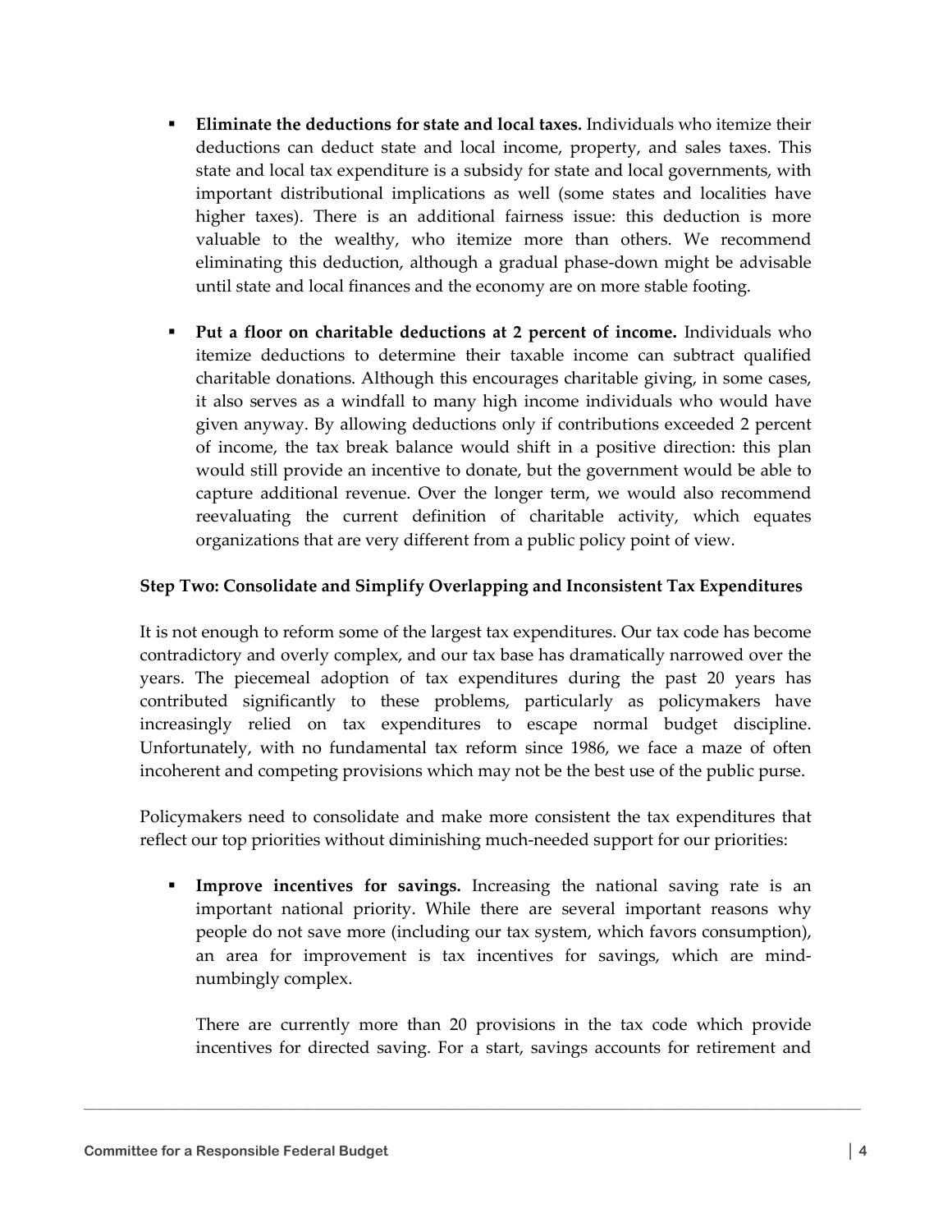- **Eliminate the deductions for state and local taxes.** Individuals who itemize their deductions can deduct state and local income, property, and sales taxes. This state and local tax expenditure is a subsidy for state and local governments, with important distributional implications as well (some states and localities have higher taxes). There is an additional fairness issue: this deduction is more valuable to the wealthy, who itemize more than others. We recommend eliminating this deduction, although a gradual phase-down might be advisable until state and local finances and the economy are on more stable footing.

- **Put a floor on charitable deductions at 2 percent of income.** Individuals who itemize deductions to determine their taxable income can subtract qualified charitable donations. Although this encourages charitable giving, in some cases, it also serves as a windfall to many high income individuals who would have given anyway. By allowing deductions only if contributions exceeded 2 percent of income, the tax break balance would shift in a positive direction: this plan would still provide an incentive to donate, but the government would be able to capture additional revenue. Over the longer term, we would also recommend reevaluating the current definition of charitable activity, which equates organizations that are very different from a public policy point of view.

**Step Two: Consolidate and Simplify Overlapping and Inconsistent Tax Expenditures**

It is not enough to reform some of the largest tax expenditures. Our tax code has become contradictory and overly complex, and our tax base has dramatically narrowed over the years. The piecemeal adoption of tax expenditures during the past 20 years has contributed significantly to these problems, particularly as policymakers have increasingly relied on tax expenditures to escape normal budget discipline. Unfortunately, with no fundamental tax reform since 1986, we face a maze of often incoherent and competing provisions which may not be the best use of the public purse.

Policymakers need to consolidate and make more consistent the tax expenditures that reflect our top priorities without diminishing much-needed support for our priorities:

- **Improve incentives for savings.** Increasing the national saving rate is an important national priority. While there are several important reasons why people do not save more (including our tax system, which favors consumption), an area for improvement is tax incentives for savings, which are mind-numbingly complex.

  There are currently more than 20 provisions in the tax code which provide incentives for directed saving. For a start, savings accounts for retirement and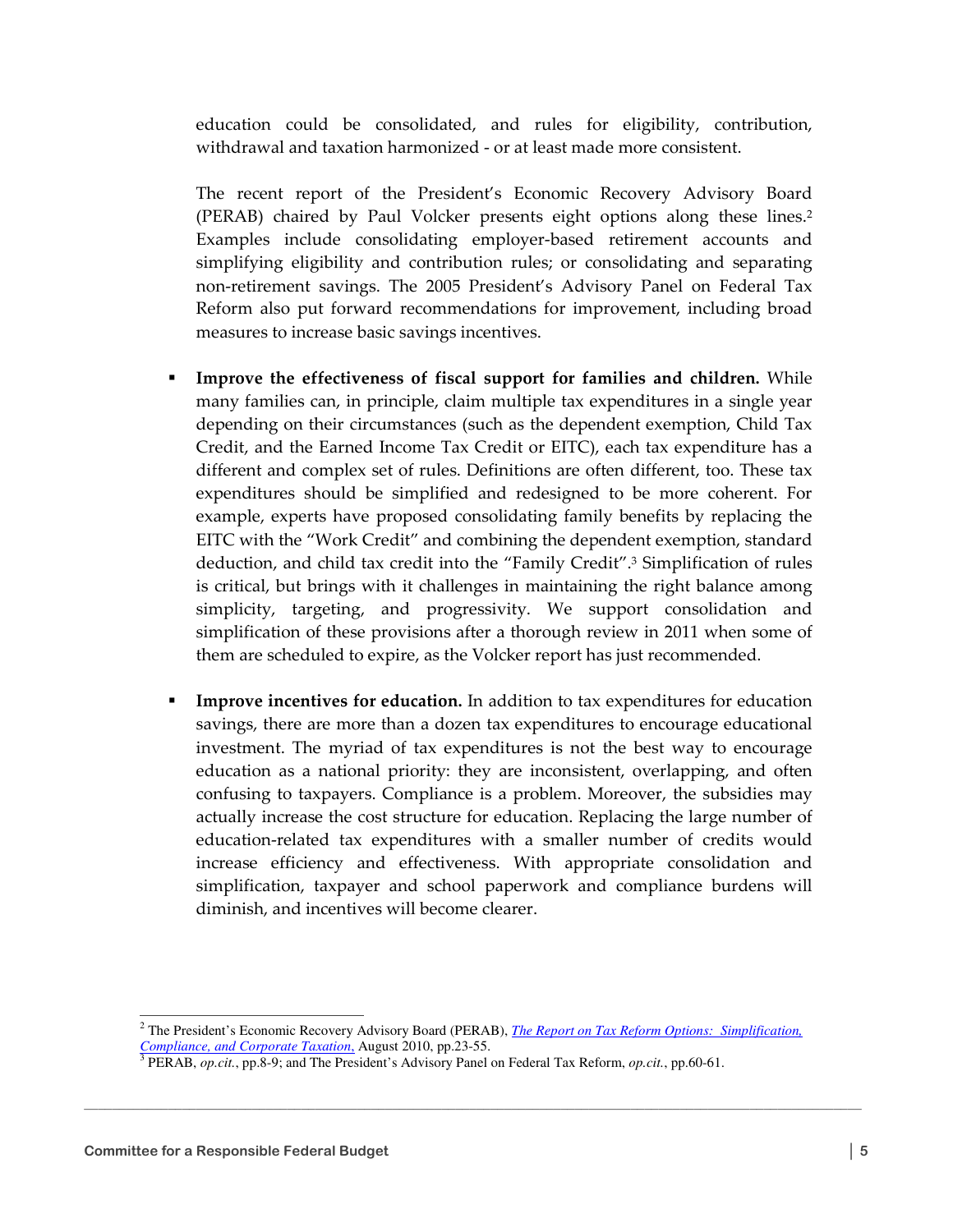education could be consolidated, and rules for eligibility, contribution, withdrawal and taxation harmonized - or at least made more consistent.

The recent report of the President's Economic Recovery Advisory Board (PERAB) chaired by Paul Volcker presents eight options along these lines.[2] Examples include consolidating employer-based retirement accounts and simplifying eligibility and contribution rules; or consolidating and separating non-retirement savings. The 2005 President's Advisory Panel on Federal Tax Reform also put forward recommendations for improvement, including broad measures to increase basic savings incentives.

- **Improve the effectiveness of fiscal support for families and children.** While many families can, in principle, claim multiple tax expenditures in a single year depending on their circumstances (such as the dependent exemption, Child Tax Credit, and the Earned Income Tax Credit or EITC), each tax expenditure has a different and complex set of rules. Definitions are often different, too. These tax expenditures should be simplified and redesigned to be more coherent. For example, experts have proposed consolidating family benefits by replacing the EITC with the "Work Credit" and combining the dependent exemption, standard deduction, and child tax credit into the "Family Credit".[3] Simplification of rules is critical, but brings with it challenges in maintaining the right balance among simplicity, targeting, and progressivity. We support consolidation and simplification of these provisions after a thorough review in 2011 when some of them are scheduled to expire, as the Volcker report has just recommended.

- **Improve incentives for education.** In addition to tax expenditures for education savings, there are more than a dozen tax expenditures to encourage educational investment. The myriad of tax expenditures is not the best way to encourage education as a national priority: they are inconsistent, overlapping, and often confusing to taxpayers. Compliance is a problem. Moreover, the subsidies may actually increase the cost structure for education. Replacing the large number of education-related tax expenditures with a smaller number of credits would increase efficiency and effectiveness. With appropriate consolidation and simplification, taxpayer and school paperwork and compliance burdens will diminish, and incentives will become clearer.

---

[2] The President's Economic Recovery Advisory Board (PERAB), *The Report on Tax Reform Options: Simplification, Compliance, and Corporate Taxation,* August 2010, pp.23-55.

[3] PERAB, *op.cit.*, pp.8-9; and The President's Advisory Panel on Federal Tax Reform, *op.cit.*, pp.60-61.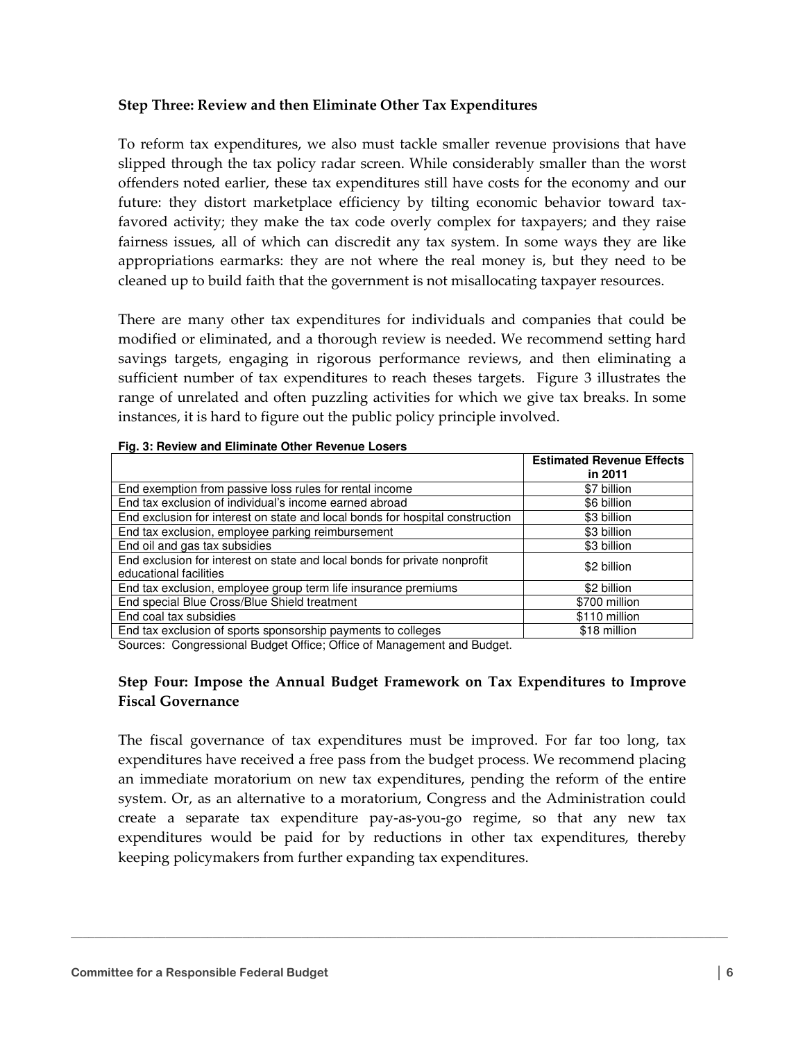### Step Three: Review and then Eliminate Other Tax Expenditures

To reform tax expenditures, we also must tackle smaller revenue provisions that have slipped through the tax policy radar screen. While considerably smaller than the worst offenders noted earlier, these tax expenditures still have costs for the economy and our future: they distort marketplace efficiency by tilting economic behavior toward tax-favored activity; they make the tax code overly complex for taxpayers; and they raise fairness issues, all of which can discredit any tax system. In some ways they are like appropriations earmarks: they are not where the real money is, but they need to be cleaned up to build faith that the government is not misallocating taxpayer resources.

There are many other tax expenditures for individuals and companies that could be modified or eliminated, and a thorough review is needed. We recommend setting hard savings targets, engaging in rigorous performance reviews, and then eliminating a sufficient number of tax expenditures to reach theses targets. Figure 3 illustrates the range of unrelated and often puzzling activities for which we give tax breaks. In some instances, it is hard to figure out the public policy principle involved.

**Fig. 3: Review and Eliminate Other Revenue Losers**

| | Estimated Revenue Effects in 2011 |
|---|---|
| End exemption from passive loss rules for rental income | $7 billion |
| End tax exclusion of individual's income earned abroad | $6 billion |
| End exclusion for interest on state and local bonds for hospital construction | $3 billion |
| End tax exclusion, employee parking reimbursement | $3 billion |
| End oil and gas tax subsidies | $3 billion |
| End exclusion for interest on state and local bonds for private nonprofit educational facilities | $2 billion |
| End tax exclusion, employee group term life insurance premiums | $2 billion |
| End special Blue Cross/Blue Shield treatment | $700 million |
| End coal tax subsidies | $110 million |
| End tax exclusion of sports sponsorship payments to colleges | $18 million |

Sources: Congressional Budget Office; Office of Management and Budget.

### Step Four: Impose the Annual Budget Framework on Tax Expenditures to Improve Fiscal Governance

The fiscal governance of tax expenditures must be improved. For far too long, tax expenditures have received a free pass from the budget process. We recommend placing an immediate moratorium on new tax expenditures, pending the reform of the entire system. Or, as an alternative to a moratorium, Congress and the Administration could create a separate tax expenditure pay-as-you-go regime, so that any new tax expenditures would be paid for by reductions in other tax expenditures, thereby keeping policymakers from further expanding tax expenditures.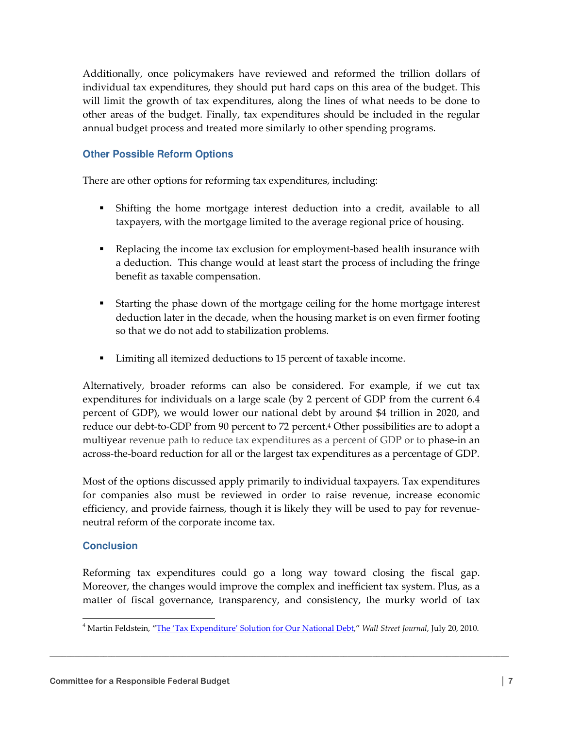Additionally, once policymakers have reviewed and reformed the trillion dollars of individual tax expenditures, they should put hard caps on this area of the budget. This will limit the growth of tax expenditures, along the lines of what needs to be done to other areas of the budget. Finally, tax expenditures should be included in the regular annual budget process and treated more similarly to other spending programs.

### Other Possible Reform Options

There are other options for reforming tax expenditures, including:

- Shifting the home mortgage interest deduction into a credit, available to all taxpayers, with the mortgage limited to the average regional price of housing.
- Replacing the income tax exclusion for employment-based health insurance with a deduction. This change would at least start the process of including the fringe benefit as taxable compensation.
- Starting the phase down of the mortgage ceiling for the home mortgage interest deduction later in the decade, when the housing market is on even firmer footing so that we do not add to stabilization problems.
- Limiting all itemized deductions to 15 percent of taxable income.

Alternatively, broader reforms can also be considered. For example, if we cut tax expenditures for individuals on a large scale (by 2 percent of GDP from the current 6.4 percent of GDP), we would lower our national debt by around $4 trillion in 2020, and reduce our debt-to-GDP from 90 percent to 72 percent.[4] Other possibilities are to adopt a multiyear revenue path to reduce tax expenditures as a percent of GDP or to phase-in an across-the-board reduction for all or the largest tax expenditures as a percentage of GDP.

Most of the options discussed apply primarily to individual taxpayers. Tax expenditures for companies also must be reviewed in order to raise revenue, increase economic efficiency, and provide fairness, though it is likely they will be used to pay for revenue-neutral reform of the corporate income tax.

### Conclusion

Reforming tax expenditures could go a long way toward closing the fiscal gap. Moreover, the changes would improve the complex and inefficient tax system. Plus, as a matter of fiscal governance, transparency, and consistency, the murky world of tax

---

[4] Martin Feldstein, "The 'Tax Expenditure' Solution for Our National Debt," *Wall Street Journal*, July 20, 2010.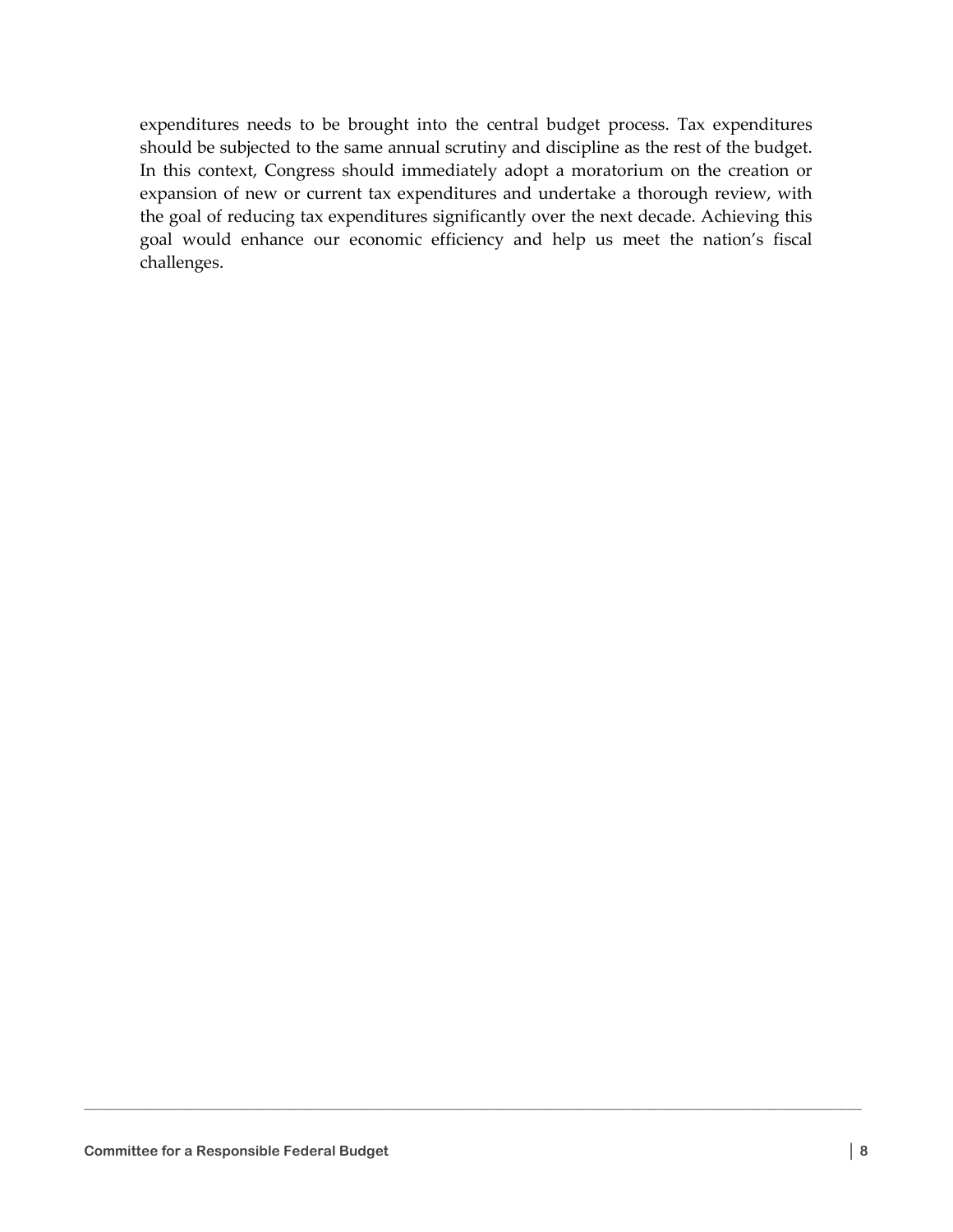expenditures needs to be brought into the central budget process. Tax expenditures should be subjected to the same annual scrutiny and discipline as the rest of the budget. In this context, Congress should immediately adopt a moratorium on the creation or expansion of new or current tax expenditures and undertake a thorough review, with the goal of reducing tax expenditures significantly over the next decade. Achieving this goal would enhance our economic efficiency and help us meet the nation's fiscal challenges.